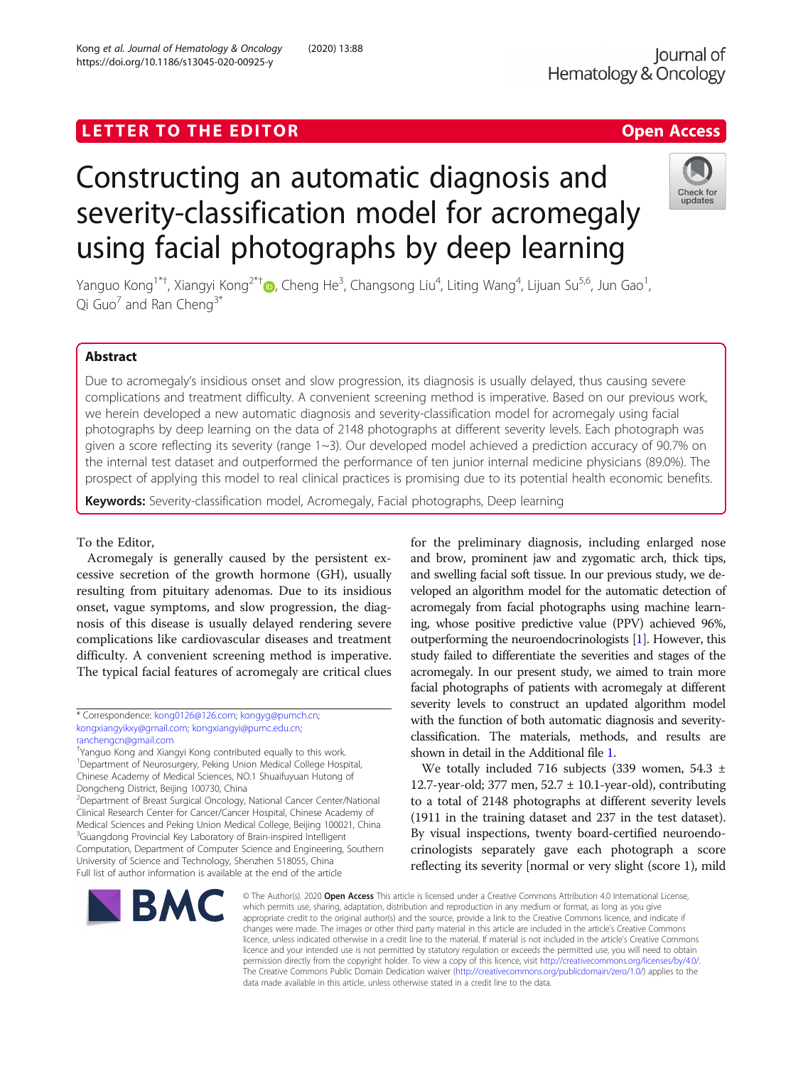LETTER TO THE EDITOR

Open Access

# Constructing an automatic diagnosis and severity-classification model for acromegaly using facial photographs by deep learning

Yanguo Kong[1*†], Xiangyi Kong[2*†], Cheng He[3], Changsong Liu[4], Liting Wang[4], Lijuan Su[5,6], Jun Gao[1], Qi Guo[7] and Ran Cheng[3*]

## Abstract

Due to acromegaly's insidious onset and slow progression, its diagnosis is usually delayed, thus causing severe complications and treatment difficulty. A convenient screening method is imperative. Based on our previous work, we herein developed a new automatic diagnosis and severity-classification model for acromegaly using facial photographs by deep learning on the data of 2148 photographs at different severity levels. Each photograph was given a score reflecting its severity (range 1~3). Our developed model achieved a prediction accuracy of 90.7% on the internal test dataset and outperformed the performance of ten junior internal medicine physicians (89.0%). The prospect of applying this model to real clinical practices is promising due to its potential health economic benefits.

**Keywords:** Severity-classification model, Acromegaly, Facial photographs, Deep learning

To the Editor,

Acromegaly is generally caused by the persistent excessive secretion of the growth hormone (GH), usually resulting from pituitary adenomas. Due to its insidious onset, vague symptoms, and slow progression, the diagnosis of this disease is usually delayed rendering severe complications like cardiovascular diseases and treatment difficulty. A convenient screening method is imperative. The typical facial features of acromegaly are critical clues for the preliminary diagnosis, including enlarged nose and brow, prominent jaw and zygomatic arch, thick tips, and swelling facial soft tissue. In our previous study, we developed an algorithm model for the automatic detection of acromegaly from facial photographs using machine learning, whose positive predictive value (PPV) achieved 96%, outperforming the neuroendocrinologists [1]. However, this study failed to differentiate the severities and stages of the acromegaly. In our present study, we aimed to train more facial photographs of patients with acromegaly at different severity levels to construct an updated algorithm model with the function of both automatic diagnosis and severity-classification. The materials, methods, and results are shown in detail in the Additional file 1.

We totally included 716 subjects (339 women, 54.3 ± 12.7-year-old; 377 men, 52.7 ± 10.1-year-old), contributing to a total of 2148 photographs at different severity levels (1911 in the training dataset and 237 in the test dataset). By visual inspections, twenty board-certified neuroendocrinologists separately gave each photograph a score reflecting its severity [normal or very slight (score 1), mild

* Correspondence: kong0126@126.com; kongyg@pumch.cn; kongxiangyikxy@gmail.com; kongxiangyi@pumc.edu.cn; ranchengcn@gmail.com

†Yanguo Kong and Xiangyi Kong contributed equally to this work.

[1]Department of Neurosurgery, Peking Union Medical College Hospital, Chinese Academy of Medical Sciences, NO.1 Shuaifuyuan Hutong of Dongcheng District, Beijing 100730, China

[2]Department of Breast Surgical Oncology, National Cancer Center/National Clinical Research Center for Cancer/Cancer Hospital, Chinese Academy of Medical Sciences and Peking Union Medical College, Beijing 100021, China

[3]Guangdong Provincial Key Laboratory of Brain-inspired Intelligent Computation, Department of Computer Science and Engineering, Southern University of Science and Technology, Shenzhen 518055, China

Full list of author information is available at the end of the article

© The Author(s). 2020 **Open Access** This article is licensed under a Creative Commons Attribution 4.0 International License, which permits use, sharing, adaptation, distribution and reproduction in any medium or format, as long as you give appropriate credit to the original author(s) and the source, provide a link to the Creative Commons licence, and indicate if changes were made. The images or other third party material in this article are included in the article's Creative Commons licence, unless indicated otherwise in a credit line to the material. If material is not included in the article's Creative Commons licence and your intended use is not permitted by statutory regulation or exceeds the permitted use, you will need to obtain permission directly from the copyright holder. To view a copy of this licence, visit http://creativecommons.org/licenses/by/4.0/. The Creative Commons Public Domain Dedication waiver (http://creativecommons.org/publicdomain/zero/1.0/) applies to the data made available in this article, unless otherwise stated in a credit line to the data.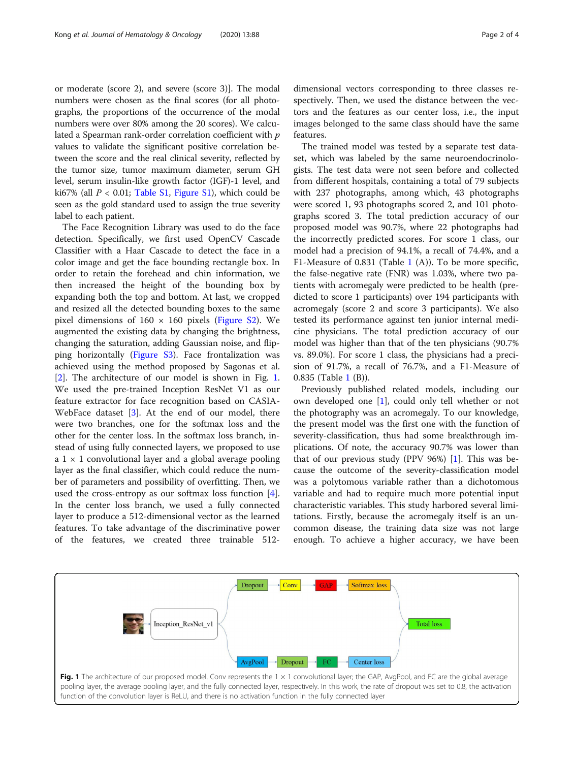or moderate (score 2), and severe (score 3)]. The modal numbers were chosen as the final scores (for all photographs, the proportions of the occurrence of the modal numbers were over 80% among the 20 scores). We calculated a Spearman rank-order correlation coefficient with $p$ values to validate the significant positive correlation between the score and the real clinical severity, reflected by the tumor size, tumor maximum diameter, serum GH level, serum insulin-like growth factor (IGF)-1 level, and ki67% (all $P < 0.01$; Table S1, Figure S1), which could be seen as the gold standard used to assign the true severity label to each patient.

The Face Recognition Library was used to do the face detection. Specifically, we first used OpenCV Cascade Classifier with a Haar Cascade to detect the face in a color image and get the face bounding rectangle box. In order to retain the forehead and chin information, we then increased the height of the bounding box by expanding both the top and bottom. At last, we cropped and resized all the detected bounding boxes to the same pixel dimensions of 160 × 160 pixels (Figure S2). We augmented the existing data by changing the brightness, changing the saturation, adding Gaussian noise, and flipping horizontally (Figure S3). Face frontalization was achieved using the method proposed by Sagonas et al. [2]. The architecture of our model is shown in Fig. 1. We used the pre-trained Inception ResNet V1 as our feature extractor for face recognition based on CASIA-WebFace dataset [3]. At the end of our model, there were two branches, one for the softmax loss and the other for the center loss. In the softmax loss branch, instead of using fully connected layers, we proposed to use a 1 × 1 convolutional layer and a global average pooling layer as the final classifier, which could reduce the number of parameters and possibility of overfitting. Then, we used the cross-entropy as our softmax loss function [4]. In the center loss branch, we used a fully connected layer to produce a 512-dimensional vector as the learned features. To take advantage of the discriminative power of the features, we created three trainable 512-dimensional vectors corresponding to three classes respectively. Then, we used the distance between the vectors and the features as our center loss, i.e., the input images belonged to the same class should have the same features.

The trained model was tested by a separate test dataset, which was labeled by the same neuroendocrinologists. The test data were not seen before and collected from different hospitals, containing a total of 79 subjects with 237 photographs, among which, 43 photographs were scored 1, 93 photographs scored 2, and 101 photographs scored 3. The total prediction accuracy of our proposed model was 90.7%, where 22 photographs had the incorrectly predicted scores. For score 1 class, our model had a precision of 94.1%, a recall of 74.4%, and a F1-Measure of 0.831 (Table 1 (A)). To be more specific, the false-negative rate (FNR) was 1.03%, where two patients with acromegaly were predicted to be health (predicted to score 1 participants) over 194 participants with acromegaly (score 2 and score 3 participants). We also tested its performance against ten junior internal medicine physicians. The total prediction accuracy of our model was higher than that of the ten physicians (90.7% vs. 89.0%). For score 1 class, the physicians had a precision of 91.7%, a recall of 76.7%, and a F1-Measure of 0.835 (Table 1 (B)).

Previously published related models, including our own developed one [1], could only tell whether or not the photography was an acromegaly. To our knowledge, the present model was the first one with the function of severity-classification, thus had some breakthrough implications. Of note, the accuracy 90.7% was lower than that of our previous study (PPV 96%) [1]. This was because the outcome of the severity-classification model was a polytomous variable rather than a dichotomous variable and had to require much more potential input characteristic variables. This study harbored several limitations. Firstly, because the acromegaly itself is an uncommon disease, the training data size was not large enough. To achieve a higher accuracy, we have been

**Fig. 1** The architecture of our proposed model. Conv represents the 1 × 1 convolutional layer; the GAP, AvgPool, and FC are the global average pooling layer, the average pooling layer, and the fully connected layer, respectively. In this work, the rate of dropout was set to 0.8, the activation function of the convolution layer is ReLU, and there is no activation function in the fully connected layer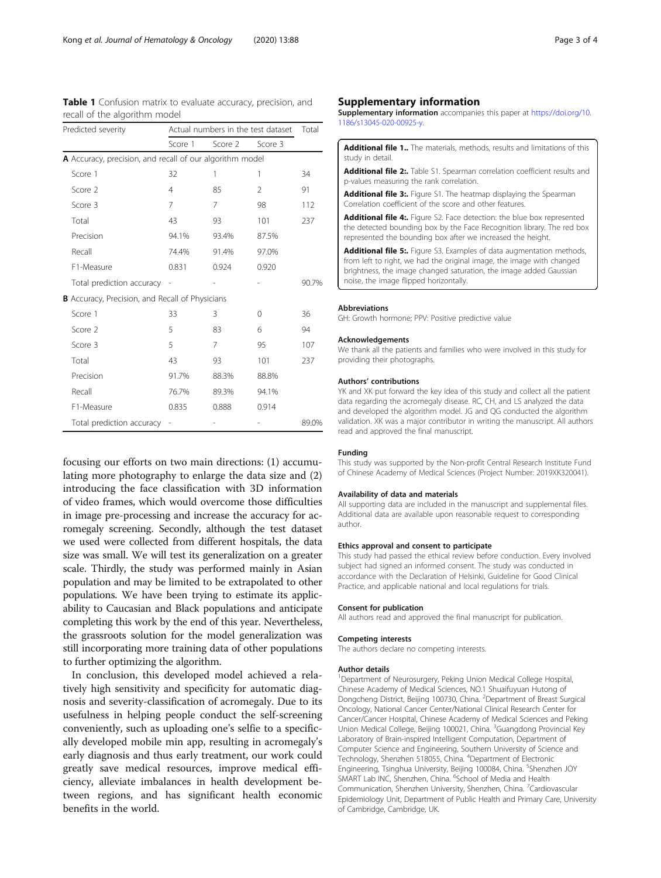**Table 1** Confusion matrix to evaluate accuracy, precision, and recall of the algorithm model

| Predicted severity | Actual numbers in the test dataset | | | Total |
|---|---|---|---|---|
| | Score 1 | Score 2 | Score 3 | |
| **A** Accuracy, precision, and recall of our algorithm model | | | | |
| Score 1 | 32 | 1 | 1 | 34 |
| Score 2 | 4 | 85 | 2 | 91 |
| Score 3 | 7 | 7 | 98 | 112 |
| Total | 43 | 93 | 101 | 237 |
| Precision | 94.1% | 93.4% | 87.5% | |
| Recall | 74.4% | 91.4% | 97.0% | |
| F1-Measure | 0.831 | 0.924 | 0.920 | |
| Total prediction accuracy | - | - | - | 90.7% |
| **B** Accuracy, Precision, and Recall of Physicians | | | | |
| Score 1 | 33 | 3 | 0 | 36 |
| Score 2 | 5 | 83 | 6 | 94 |
| Score 3 | 5 | 7 | 95 | 107 |
| Total | 43 | 93 | 101 | 237 |
| Precision | 91.7% | 88.3% | 88.8% | |
| Recall | 76.7% | 89.3% | 94.1% | |
| F1-Measure | 0.835 | 0.888 | 0.914 | |
| Total prediction accuracy | - | - | - | 89.0% |

focusing our efforts on two main directions: (1) accumulating more photography to enlarge the data size and (2) introducing the face classification with 3D information of video frames, which would overcome those difficulties in image pre-processing and increase the accuracy for acromegaly screening. Secondly, although the test dataset we used were collected from different hospitals, the data size was small. We will test its generalization on a greater scale. Thirdly, the study was performed mainly in Asian population and may be limited to be extrapolated to other populations. We have been trying to estimate its applicability to Caucasian and Black populations and anticipate completing this work by the end of this year. Nevertheless, the grassroots solution for the model generalization was still incorporating more training data of other populations to further optimizing the algorithm.

In conclusion, this developed model achieved a relatively high sensitivity and specificity for automatic diagnosis and severity-classification of acromegaly. Due to its usefulness in helping people conduct the self-screening conveniently, such as uploading one's selfie to a specifically developed mobile min app, resulting in acromegaly's early diagnosis and thus early treatment, our work could greatly save medical resources, improve medical efficiency, alleviate imbalances in health development between regions, and has significant health economic benefits in the world.

## Supplementary information

**Supplementary information** accompanies this paper at https://doi.org/10.1186/s13045-020-00925-y.

**Additional file 1..** The materials, methods, results and limitations of this study in detail.

**Additional file 2:.** Table S1. Spearman correlation coefficient results and p-values measuring the rank correlation.

**Additional file 3:.** Figure S1. The heatmap displaying the Spearman Correlation coefficient of the score and other features.

**Additional file 4:.** Figure S2. Face detection: the blue box represented the detected bounding box by the Face Recognition library. The red box represented the bounding box after we increased the height.

**Additional file 5:.** Figure S3. Examples of data augmentation methods, from left to right, we had the original image, the image with changed brightness, the image changed saturation, the image added Gaussian noise, the image flipped horizontally.

### Abbreviations

GH: Growth hormone; PPV: Positive predictive value

### Acknowledgements

We thank all the patients and families who were involved in this study for providing their photographs.

### Authors' contributions

YK and XK put forward the key idea of this study and collect all the patient data regarding the acromegaly disease. RC, CH, and LS analyzed the data and developed the algorithm model. JG and QG conducted the algorithm validation. XK was a major contributor in writing the manuscript. All authors read and approved the final manuscript.

### Funding

This study was supported by the Non-profit Central Research Institute Fund of Chinese Academy of Medical Sciences (Project Number: 2019XK320041).

### Availability of data and materials

All supporting data are included in the manuscript and supplemental files. Additional data are available upon reasonable request to corresponding author.

### Ethics approval and consent to participate

This study had passed the ethical review before conduction. Every involved subject had signed an informed consent. The study was conducted in accordance with the Declaration of Helsinki, Guideline for Good Clinical Practice, and applicable national and local regulations for trials.

### Consent for publication

All authors read and approved the final manuscript for publication.

### Competing interests

The authors declare no competing interests.

### Author details

[1]Department of Neurosurgery, Peking Union Medical College Hospital, Chinese Academy of Medical Sciences, NO.1 Shuaifuyuan Hutong of Dongcheng District, Beijing 100730, China. [2]Department of Breast Surgical Oncology, National Cancer Center/National Clinical Research Center for Cancer/Cancer Hospital, Chinese Academy of Medical Sciences and Peking Union Medical College, Beijing 100021, China. [3]Guangdong Provincial Key Laboratory of Brain-inspired Intelligent Computation, Department of Computer Science and Engineering, Southern University of Science and Technology, Shenzhen 518055, China. [4]Department of Electronic Engineering, Tsinghua University, Beijing 100084, China. [5]Shenzhen JOY SMART Lab INC, Shenzhen, China. [6]School of Media and Health Communication, Shenzhen University, Shenzhen, China. [7]Cardiovascular Epidemiology Unit, Department of Public Health and Primary Care, University of Cambridge, Cambridge, UK.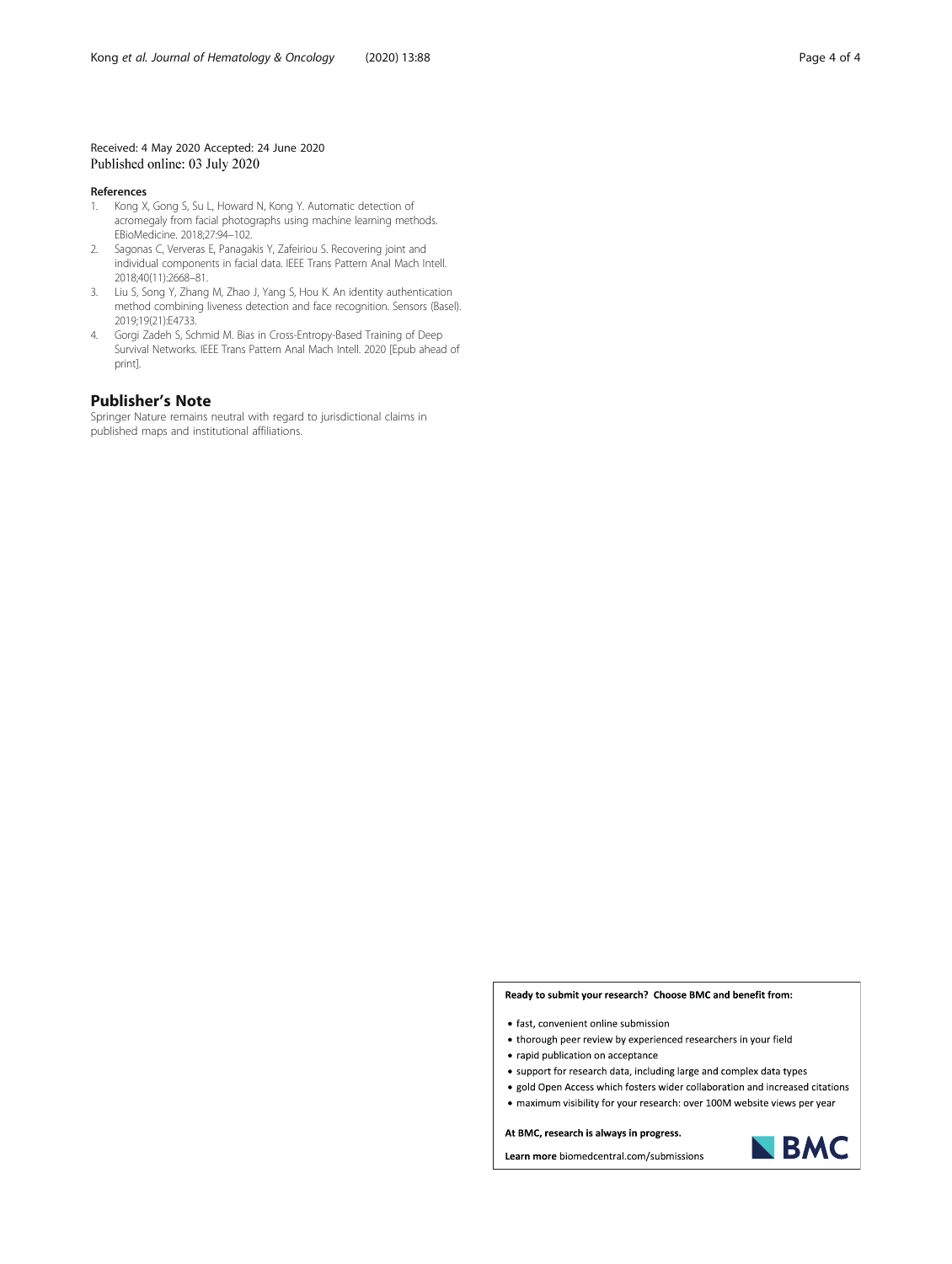Received: 4 May 2020 Accepted: 24 June 2020
Published online: 03 July 2020

### References

1. Kong X, Gong S, Su L, Howard N, Kong Y. Automatic detection of acromegaly from facial photographs using machine learning methods. EBioMedicine. 2018;27:94–102.
2. Sagonas C, Ververas E, Panagakis Y, Zafeiriou S. Recovering joint and individual components in facial data. IEEE Trans Pattern Anal Mach Intell. 2018;40(11):2668–81.
3. Liu S, Song Y, Zhang M, Zhao J, Yang S, Hou K. An identity authentication method combining liveness detection and face recognition. Sensors (Basel). 2019;19(21):E4733.
4. Gorgi Zadeh S, Schmid M. Bias in Cross-Entropy-Based Training of Deep Survival Networks. IEEE Trans Pattern Anal Mach Intell. 2020 [Epub ahead of print].

## Publisher's Note

Springer Nature remains neutral with regard to jurisdictional claims in published maps and institutional affiliations.

**Ready to submit your research? Choose BMC and benefit from:**

- fast, convenient online submission
- thorough peer review by experienced researchers in your field
- rapid publication on acceptance
- support for research data, including large and complex data types
- gold Open Access which fosters wider collaboration and increased citations
- maximum visibility for your research: over 100M website views per year

**At BMC, research is always in progress.**

**Learn more** biomedcentral.com/submissions

BMC